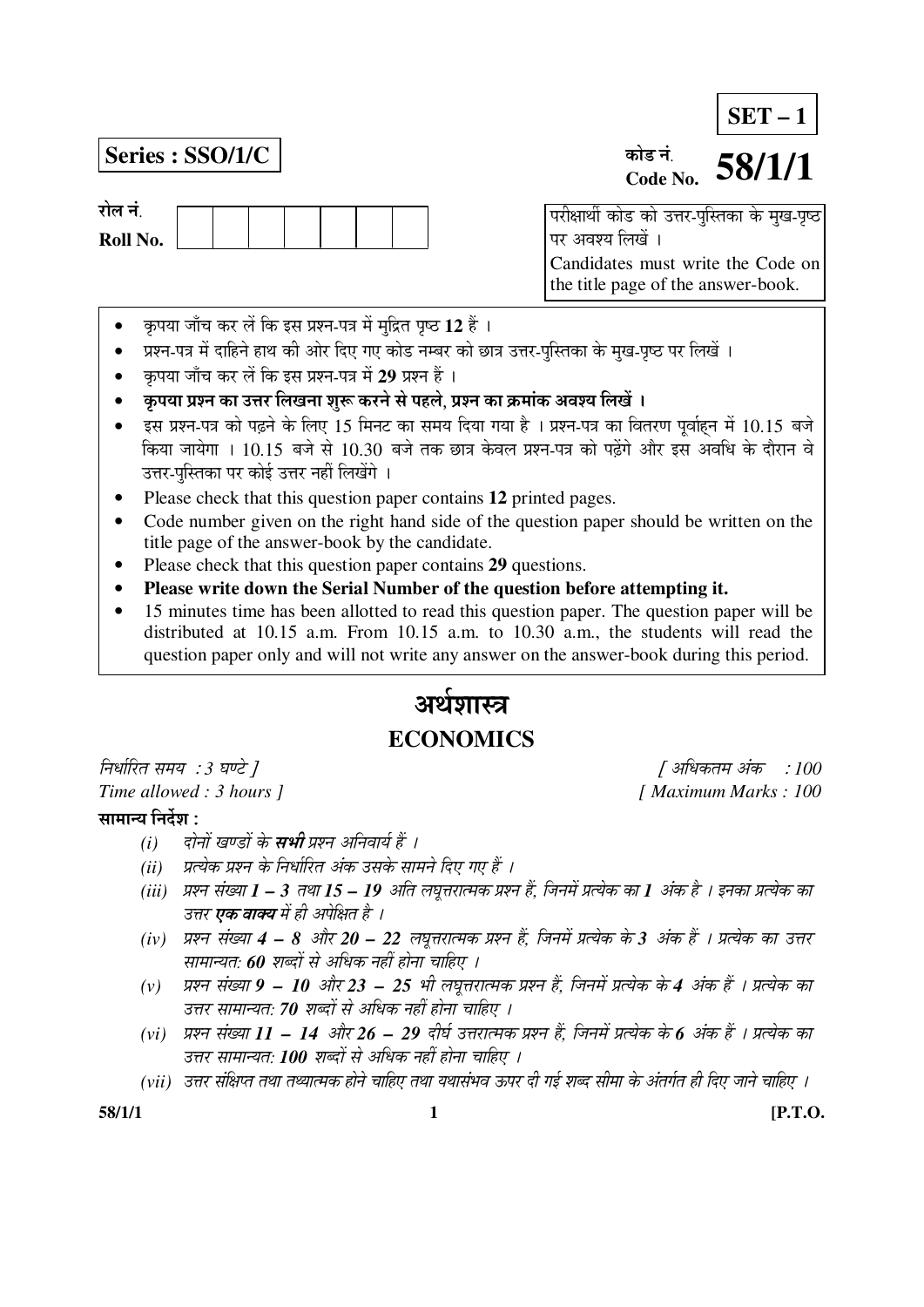**SET – 1**

**Series : SSO/1/C**

कोड नं.
Code No. **58/1/1**

रोल नं.
Roll No.

| | | | | | | |
|---|---|---|---|---|---|---|

परीक्षार्थी कोड को उत्तर-पुस्तिका के मुख-पृष्ठ पर अवश्य लिखें ।
Candidates must write the Code on the title page of the answer-book.

- कृपया जाँच कर लें कि इस प्रश्न-पत्र में मुद्रित पृष्ठ 12 हैं ।
- प्रश्न-पत्र में दाहिने हाथ की ओर दिए गए कोड नम्बर को छात्र उत्तर-पुस्तिका के मुख-पृष्ठ पर लिखें ।
- कृपया जाँच कर लें कि इस प्रश्न-पत्र में **29** प्रश्न हैं ।
- **कृपया प्रश्न का उत्तर लिखना शुरू करने से पहले, प्रश्न का क्रमांक अवश्य लिखें ।**
- इस प्रश्न-पत्र को पढ़ने के लिए 15 मिनट का समय दिया गया है । प्रश्न-पत्र का वितरण पूर्वाह्न में 10.15 बजे किया जायेगा । 10.15 बजे से 10.30 बजे तक छात्र केवल प्रश्न-पत्र को पढ़ेंगे और इस अवधि के दौरान वे उत्तर-पुस्तिका पर कोई उत्तर नहीं लिखेंगे ।
- Please check that this question paper contains **12** printed pages.
- Code number given on the right hand side of the question paper should be written on the title page of the answer-book by the candidate.
- Please check that this question paper contains **29** questions.
- **Please write down the Serial Number of the question before attempting it.**
- 15 minutes time has been allotted to read this question paper. The question paper will be distributed at 10.15 a.m. From 10.15 a.m. to 10.30 a.m., the students will read the question paper only and will not write any answer on the answer-book during this period.

# अर्थशास्त्र
# ECONOMICS

*निर्धारित समय : 3 घण्टे ]* *[ अधिकतम अंक : 100*

*Time allowed : 3 hours ]* *[ Maximum Marks : 100*

**सामान्य निर्देश :**

*(i) दोनों खण्डों के **सभी** प्रश्न अनिवार्य हैं ।*

*(ii) प्रत्येक प्रश्न के निर्धारित अंक उसके सामने दिए गए हैं ।*

*(iii) प्रश्न संख्या **1 – 3** तथा **15 – 19** अति लघूत्तरात्मक प्रश्न हैं, जिनमें प्रत्येक का **1** अंक है । इनका प्रत्येक का उत्तर **एक वाक्य** में ही अपेक्षित है ।*

*(iv) प्रश्न संख्या **4 – 8** और **20 – 22** लघूत्तरात्मक प्रश्न हैं, जिनमें प्रत्येक के **3** अंक हैं । प्रत्येक का उत्तर सामान्यत: **60** शब्दों से अधिक नहीं होना चाहिए ।*

*(v) प्रश्न संख्या **9 – 10** और **23 – 25** भी लघूत्तरात्मक प्रश्न हैं, जिनमें प्रत्येक के **4** अंक हैं । प्रत्येक का उत्तर सामान्यत: **70** शब्दों से अधिक नहीं होना चाहिए ।*

*(vi) प्रश्न संख्या **11 – 14** और **26 – 29** दीर्घ उत्तरात्मक प्रश्न हैं, जिनमें प्रत्येक के **6** अंक हैं । प्रत्येक का उत्तर सामान्यत: **100** शब्दों से अधिक नहीं होना चाहिए ।*

*(vii) उत्तर संक्षिप्त तथा तथ्यात्मक होने चाहिए तथा यथासंभव ऊपर दी गई शब्द सीमा के अंतर्गत ही दिए जाने चाहिए ।*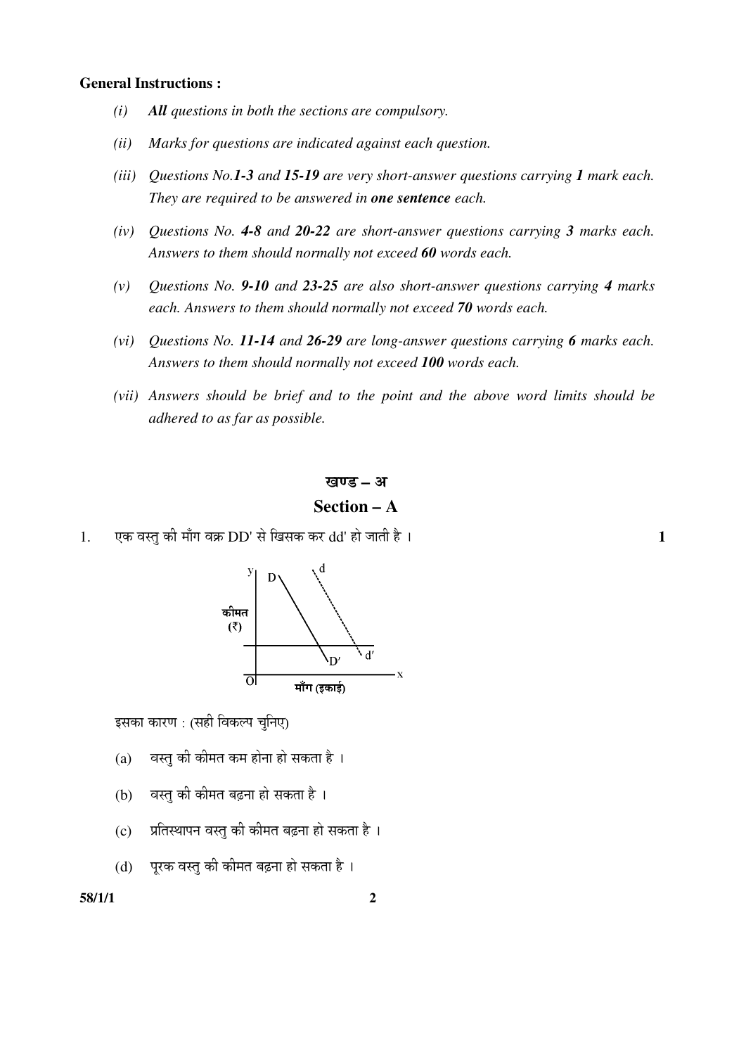**General Instructions :**

*(i)* ***All*** *questions in both the sections are compulsory.*

*(ii)* *Marks for questions are indicated against each question.*

*(iii)* *Questions No.**1-3** and **15-19** are very short-answer questions carrying **1** mark each. They are required to be answered in **one sentence** each.*

*(iv)* *Questions No. **4-8** and **20-22** are short-answer questions carrying **3** marks each. Answers to them should normally not exceed **60** words each.*

*(v)* *Questions No. **9-10** and **23-25** are also short-answer questions carrying **4** marks each. Answers to them should normally not exceed **70** words each.*

*(vi)* *Questions No. **11-14** and **26-29** are long-answer questions carrying **6** marks each. Answers to them should normally not exceed **100** words each.*

*(vii)* *Answers should be brief and to the point and the above word limits should be adhered to as far as possible.*

## खण्ड – अ

## Section – A

1. एक वस्तु की माँग वक्र DD' से खिसक कर dd' हो जाती है । **1**

इसका कारण : (सही विकल्प चुनिए)

(a) वस्तु की कीमत कम होना हो सकता है ।

(b) वस्तु की कीमत बढ़ना हो सकता है ।

(c) प्रतिस्थापन वस्तु की कीमत बढ़ना हो सकता है ।

(d) पूरक वस्तु की कीमत बढ़ना हो सकता है ।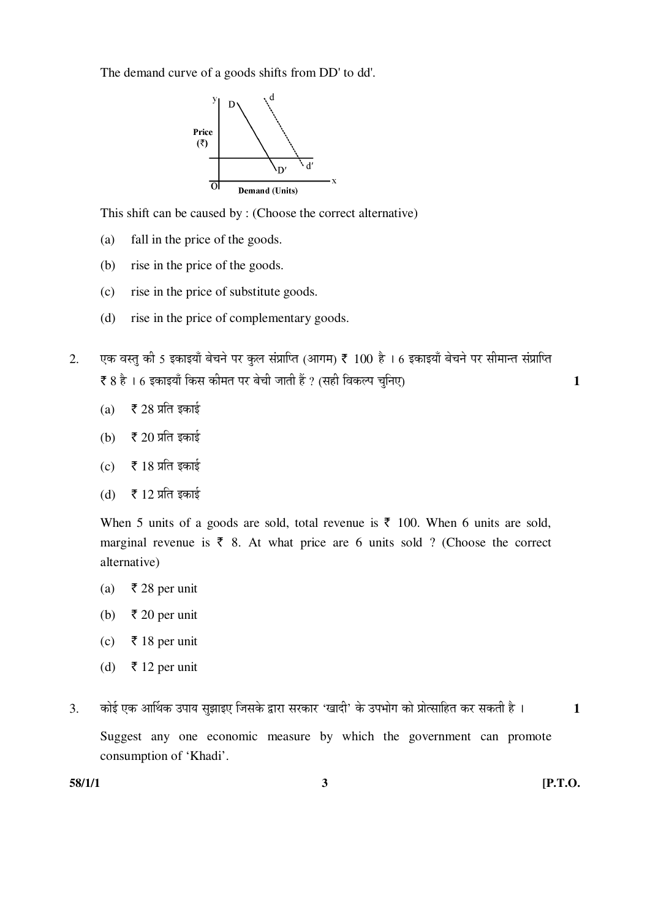The demand curve of a goods shifts from DD' to dd'.

This shift can be caused by : (Choose the correct alternative)

(a) fall in the price of the goods.

(b) rise in the price of the goods.

(c) rise in the price of substitute goods.

(d) rise in the price of complementary goods.

2. एक वस्तु की 5 इकाइयाँ बेचने पर कुल संप्राप्ति (आगम) ₹ 100 है । 6 इकाइयाँ बेचने पर सीमान्त संप्राप्ति ₹ 8 है । 6 इकाइयाँ किस कीमत पर बेची जाती हैं ? (सही विकल्प चुनिए) **1**

(a) ₹ 28 प्रति इकाई

(b) ₹ 20 प्रति इकाई

(c) ₹ 18 प्रति इकाई

(d) ₹ 12 प्रति इकाई

When 5 units of a goods are sold, total revenue is ₹ 100. When 6 units are sold, marginal revenue is ₹ 8. At what price are 6 units sold ? (Choose the correct alternative)

(a) ₹ 28 per unit

(b) ₹ 20 per unit

(c) ₹ 18 per unit

(d) ₹ 12 per unit

3. कोई एक आर्थिक उपाय सुझाइए जिसके द्वारा सरकार 'खादी' के उपभोग को प्रोत्साहित कर सकती है । **1**

Suggest any one economic measure by which the government can promote consumption of 'Khadi'.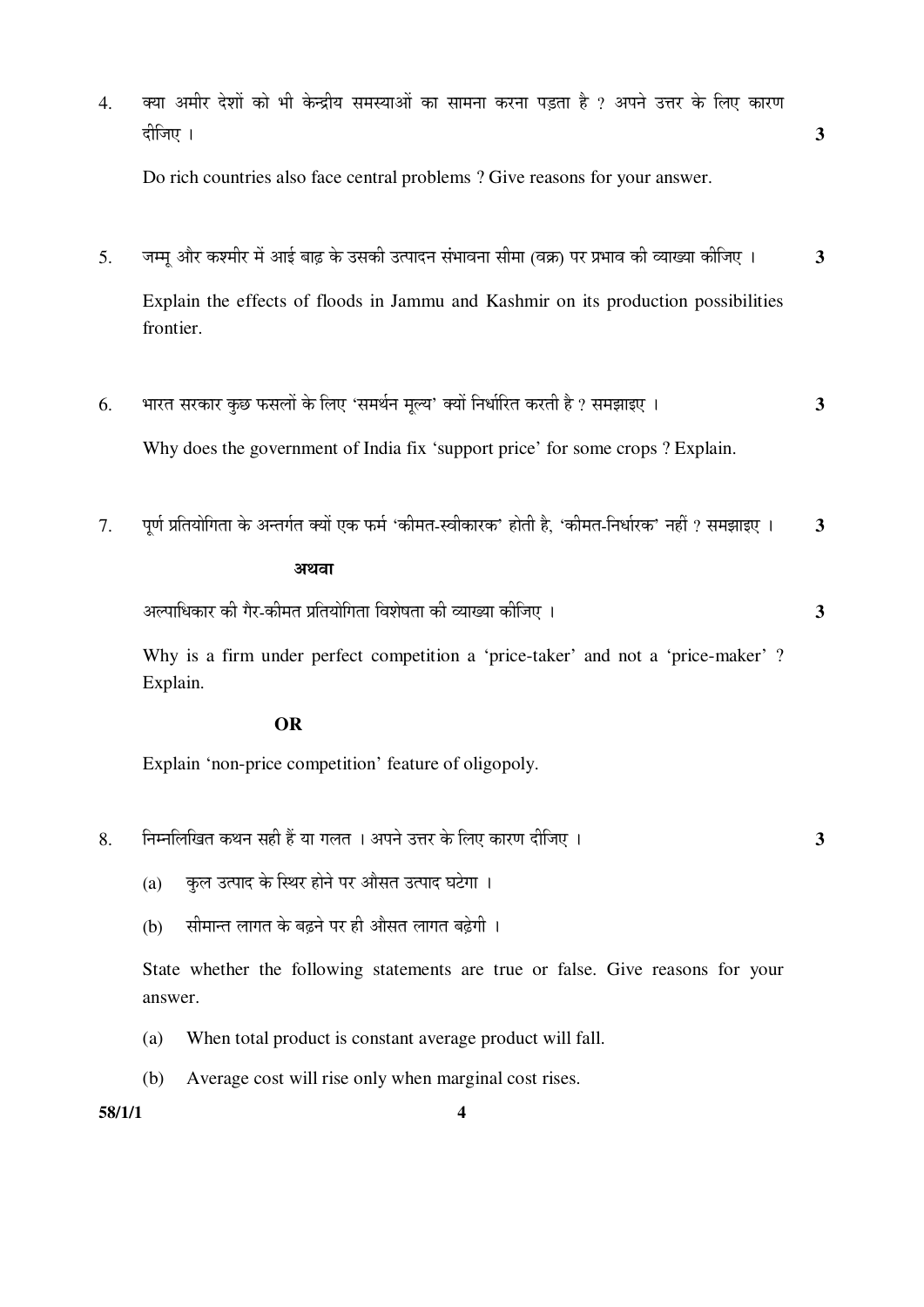4. क्या अमीर देशों को भी केन्द्रीय समस्याओं का सामना करना पड़ता है ? अपने उत्तर के लिए कारण दीजिए । **3**

   Do rich countries also face central problems ? Give reasons for your answer.

5. जम्मू और कश्मीर में आई बाढ़ के उसकी उत्पादन संभावना सीमा (वक्र) पर प्रभाव की व्याख्या कीजिए । **3**

   Explain the effects of floods in Jammu and Kashmir on its production possibilities frontier.

6. भारत सरकार कुछ फसलों के लिए 'समर्थन मूल्य' क्यों निर्धारित करती है ? समझाइए । **3**

   Why does the government of India fix 'support price' for some crops ? Explain.

7. पूर्ण प्रतियोगिता के अन्तर्गत क्यों एक फर्म 'कीमत-स्वीकारक' होती है, 'कीमत-निर्धारक' नहीं ? समझाइए । **3**

   **अथवा**

   अल्पाधिकार की गैर-कीमत प्रतियोगिता विशेषता की व्याख्या कीजिए । **3**

   Why is a firm under perfect competition a 'price-taker' and not a 'price-maker' ? Explain.

   **OR**

   Explain 'non-price competition' feature of oligopoly.

8. निम्नलिखित कथन सही हैं या गलत । अपने उत्तर के लिए कारण दीजिए । **3**

   (a) कुल उत्पाद के स्थिर होने पर औसत उत्पाद घटेगा ।

   (b) सीमान्त लागत के बढ़ने पर ही औसत लागत बढ़ेगी ।

   State whether the following statements are true or false. Give reasons for your answer.

   (a) When total product is constant average product will fall.

   (b) Average cost will rise only when marginal cost rises.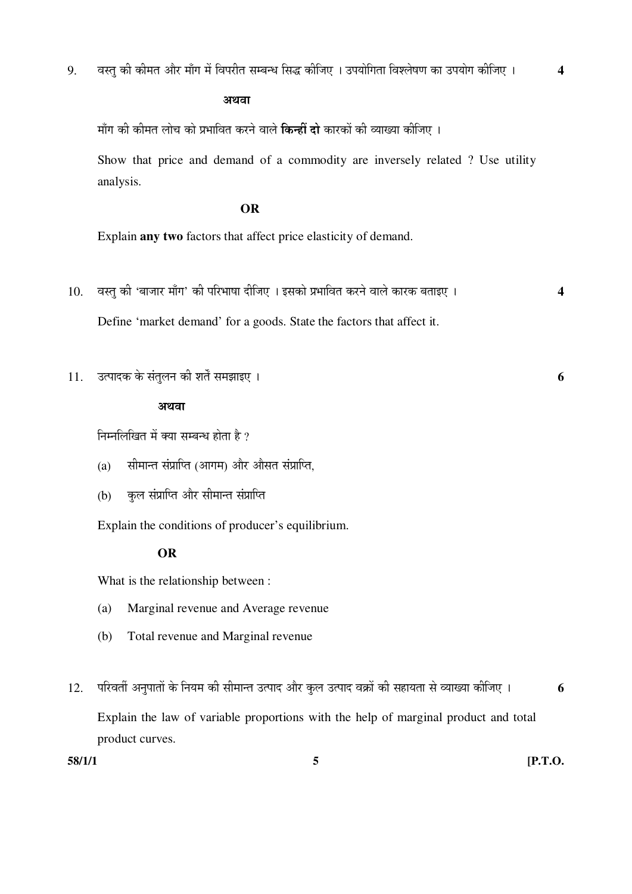9. वस्तु की कीमत और माँग में विपरीत सम्बन्ध सिद्ध कीजिए । उपयोगिता विश्लेषण का उपयोग कीजिए । **4**

**अथवा**

माँग की कीमत लोच को प्रभावित करने वाले **किन्हीं दो** कारकों की व्याख्या कीजिए ।

Show that price and demand of a commodity are inversely related ? Use utility analysis.

**OR**

Explain **any two** factors that affect price elasticity of demand.

10. वस्तु की 'बाजार माँग' की परिभाषा दीजिए । इसको प्रभावित करने वाले कारक बताइए । **4**

Define 'market demand' for a goods. State the factors that affect it.

11. उत्पादक के संतुलन की शर्तें समझाइए । **6**

**अथवा**

निम्नलिखित में क्या सम्बन्ध होता है ?

(a) सीमान्त संप्राप्ति (आगम) और औसत संप्राप्ति,

(b) कुल संप्राप्ति और सीमान्त संप्राप्ति

Explain the conditions of producer's equilibrium.

**OR**

What is the relationship between :

(a) Marginal revenue and Average revenue

(b) Total revenue and Marginal revenue

12. परिवर्ती अनुपातों के नियम की सीमान्त उत्पाद और कुल उत्पाद वक्रों की सहायता से व्याख्या कीजिए । **6**

Explain the law of variable proportions with the help of marginal product and total product curves.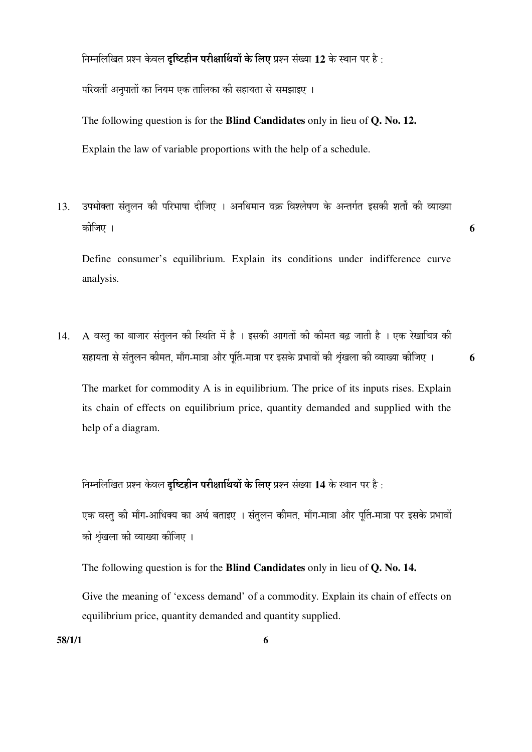निम्नलिखित प्रश्न केवल **दृष्टिहीन परीक्षार्थियों के लिए** प्रश्न संख्या **12** के स्थान पर है :

परिवर्ती अनुपातों का नियम एक तालिका की सहायता से समझाइए ।

The following question is for the **Blind Candidates** only in lieu of **Q. No. 12.**

Explain the law of variable proportions with the help of a schedule.

13. उपभोक्ता संतुलन की परिभाषा दीजिए । अनधिमान वक्र विश्लेषण के अन्तर्गत इसकी शर्तों की व्याख्या कीजिए । **6**

Define consumer's equilibrium. Explain its conditions under indifference curve analysis.

14. A वस्तु का बाजार संतुलन की स्थिति में है । इसकी आगतों की कीमत बढ़ जाती है । एक रेखाचित्र की सहायता से संतुलन कीमत, माँग-मात्रा और पूर्ति-मात्रा पर इसके प्रभावों की शृंखला की व्याख्या कीजिए । **6**

The market for commodity A is in equilibrium. The price of its inputs rises. Explain its chain of effects on equilibrium price, quantity demanded and supplied with the help of a diagram.

निम्नलिखित प्रश्न केवल **दृष्टिहीन परीक्षार्थियों के लिए** प्रश्न संख्या **14** के स्थान पर है :

एक वस्तु की माँग-आधिक्य का अर्थ बताइए । संतुलन कीमत, माँग-मात्रा और पूर्ति-मात्रा पर इसके प्रभावों की शृंखला की व्याख्या कीजिए ।

The following question is for the **Blind Candidates** only in lieu of **Q. No. 14.**

Give the meaning of 'excess demand' of a commodity. Explain its chain of effects on equilibrium price, quantity demanded and quantity supplied.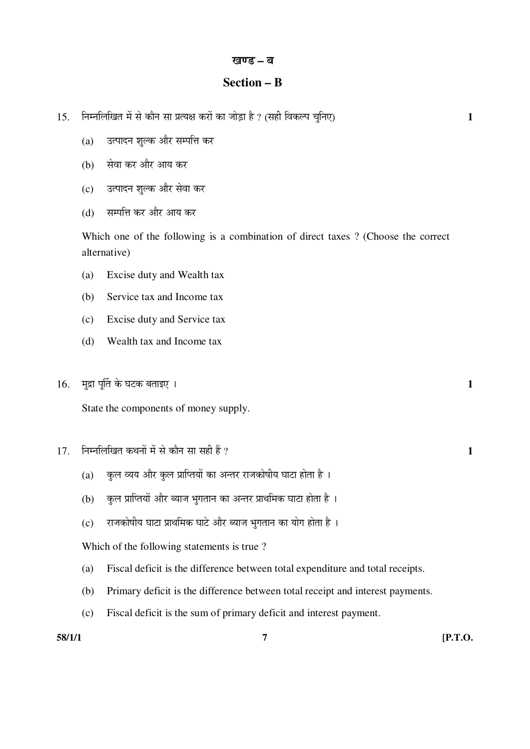## खण्ड – ब

## Section – B

15. निम्नलिखित में से कौन सा प्रत्यक्ष करों का जोड़ा है ? (सही विकल्प चुनिए) **1**

 (a) उत्पादन शुल्क और सम्पत्ति कर

 (b) सेवा कर और आय कर

 (c) उत्पादन शुल्क और सेवा कर

 (d) सम्पत्ति कर और आय कर

 Which one of the following is a combination of direct taxes ? (Choose the correct alternative)

 (a) Excise duty and Wealth tax

 (b) Service tax and Income tax

 (c) Excise duty and Service tax

 (d) Wealth tax and Income tax

16. मुद्रा पूर्ति के घटक बताइए । **1**

 State the components of money supply.

17. निम्नलिखित कथनों में से कौन सा सही हैं ? **1**

 (a) कुल व्यय और कुल प्राप्तियों का अन्तर राजकोषीय घाटा होता है ।

 (b) कुल प्राप्तियों और ब्याज भुगतान का अन्तर प्राथमिक घाटा होता है ।

 (c) राजकोषीय घाटा प्राथमिक घाटे और ब्याज भुगतान का योग होता है ।

 Which of the following statements is true ?

 (a) Fiscal deficit is the difference between total expenditure and total receipts.

 (b) Primary deficit is the difference between total receipt and interest payments.

 (c) Fiscal deficit is the sum of primary deficit and interest payment.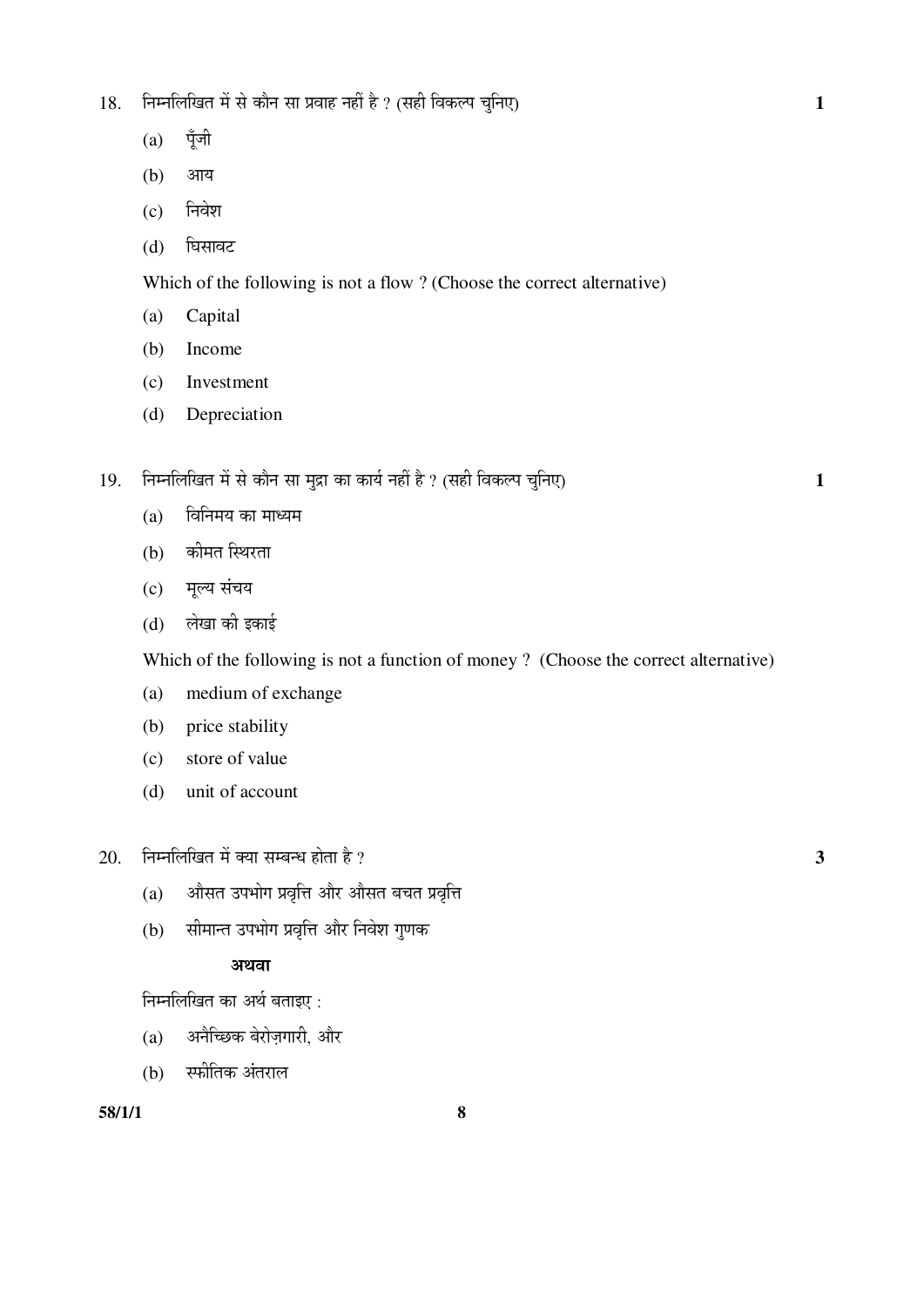18. निम्नलिखित में से कौन सा प्रवाह नहीं है ? (सही विकल्प चुनिए) **1**

    (a) पूँजी

    (b) आय

    (c) निवेश

    (d) घिसावट

    Which of the following is not a flow ? (Choose the correct alternative)

    (a) Capital

    (b) Income

    (c) Investment

    (d) Depreciation

19. निम्नलिखित में से कौन सा मुद्रा का कार्य नहीं है ? (सही विकल्प चुनिए) **1**

    (a) विनिमय का माध्यम

    (b) कीमत स्थिरता

    (c) मूल्य संचय

    (d) लेखा की इकाई

    Which of the following is not a function of money ? (Choose the correct alternative)

    (a) medium of exchange

    (b) price stability

    (c) store of value

    (d) unit of account

20. निम्नलिखित में क्या सम्बन्ध होता है ? **3**

    (a) औसत उपभोग प्रवृत्ति और औसत बचत प्रवृत्ति

    (b) सीमान्त उपभोग प्रवृत्ति और निवेश गुणक

    **अथवा**

    निम्नलिखित का अर्थ बताइए :

    (a) अनैच्छिक बेरोज़गारी, और

    (b) स्फीतिक अंतराल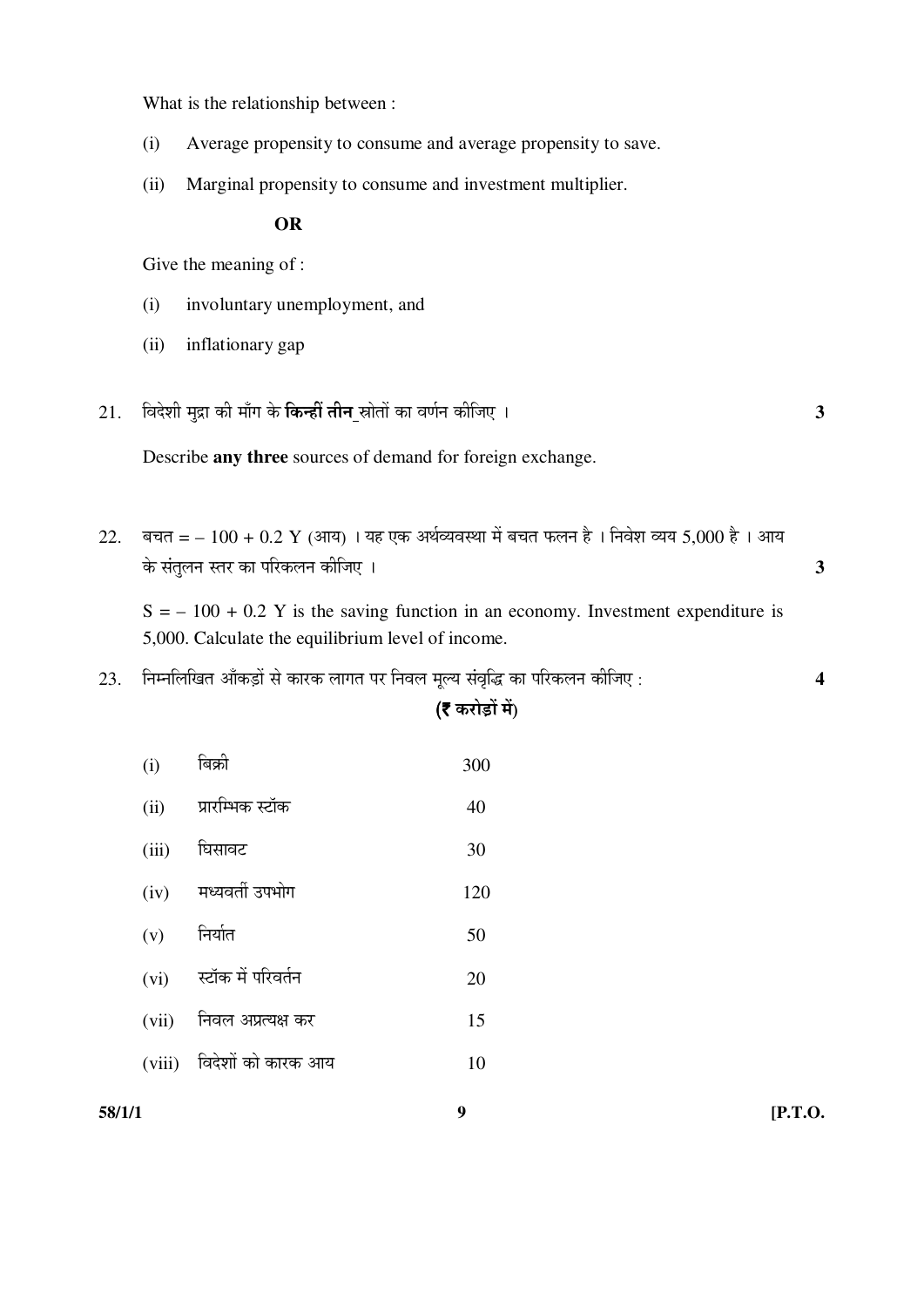What is the relationship between :

(i) Average propensity to consume and average propensity to save.

(ii) Marginal propensity to consume and investment multiplier.

**OR**

Give the meaning of :

(i) involuntary unemployment, and

(ii) inflationary gap

21. विदेशी मुद्रा की माँग के **किन्हीं तीन** स्रोतों का वर्णन कीजिए । **3**

Describe **any three** sources of demand for foreign exchange.

22. बचत = – 100 + 0.2 Y (आय) । यह एक अर्थव्यवस्था में बचत फलन है । निवेश व्यय 5,000 है । आय के संतुलन स्तर का परिकलन कीजिए । **3**

$S = -100 + 0.2\ Y$ is the saving function in an economy. Investment expenditure is 5,000. Calculate the equilibrium level of income.

23. निम्नलिखित आँकड़ों से कारक लागत पर निवल मूल्य संवृद्धि का परिकलन कीजिए : **4**

**(₹ करोड़ों में)**

| | | |
|---|---|---|
| (i) | बिक्री | 300 |
| (ii) | प्रारम्भिक स्टॉक | 40 |
| (iii) | घिसावट | 30 |
| (iv) | मध्यवर्ती उपभोग | 120 |
| (v) | निर्यात | 50 |
| (vi) | स्टॉक में परिवर्तन | 20 |
| (vii) | निवल अप्रत्यक्ष कर | 15 |
| (viii) | विदेशों को कारक आय | 10 |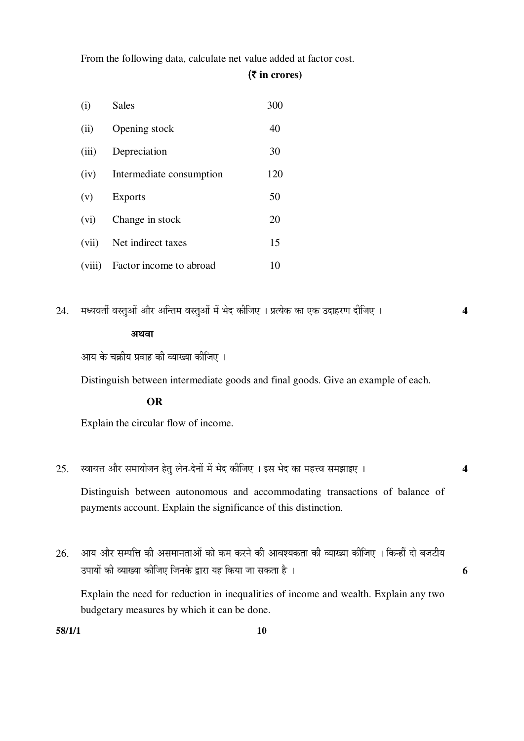From the following data, calculate net value added at factor cost.

**(₹ in crores)**

| | | |
|---|---|---|
| (i) | Sales | 300 |
| (ii) | Opening stock | 40 |
| (iii) | Depreciation | 30 |
| (iv) | Intermediate consumption | 120 |
| (v) | Exports | 50 |
| (vi) | Change in stock | 20 |
| (vii) | Net indirect taxes | 15 |
| (viii) | Factor income to abroad | 10 |

24. मध्यवर्ती वस्तुओं और अन्तिम वस्तुओं में भेद कीजिए । प्रत्येक का एक उदाहरण दीजिए । **4**

**अथवा**

आय के चक्रीय प्रवाह की व्याख्या कीजिए ।

Distinguish between intermediate goods and final goods. Give an example of each.

**OR**

Explain the circular flow of income.

25. स्वायत्त और समायोजन हेतु लेन-देनों में भेद कीजिए । इस भेद का महत्त्व समझाइए । **4**

Distinguish between autonomous and accommodating transactions of balance of payments account. Explain the significance of this distinction.

26. आय और सम्पत्ति की असमानताओं को कम करने की आवश्यकता की व्याख्या कीजिए । किन्हीं दो बजटीय उपायों की व्याख्या कीजिए जिनके द्वारा यह किया जा सकता है । **6**

Explain the need for reduction in inequalities of income and wealth. Explain any two budgetary measures by which it can be done.

**58/1/1**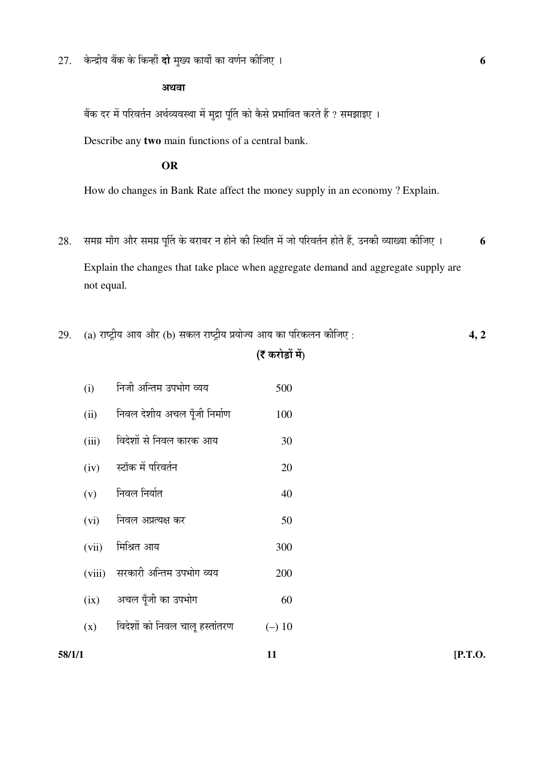27. केन्द्रीय बैंक के किन्हीं **दो** मुख्य कार्यों का वर्णन कीजिए । **6**

**अथवा**

बैंक दर में परिवर्तन अर्थव्यवस्था में मुद्रा पूर्ति को कैसे प्रभावित करते हैं ? समझाइए ।

Describe any **two** main functions of a central bank.

**OR**

How do changes in Bank Rate affect the money supply in an economy ? Explain.

28. समग्र माँग और समग्र पूर्ति के बराबर न होने की स्थिति में जो परिवर्तन होते हैं, उनकी व्याख्या कीजिए । **6**

Explain the changes that take place when aggregate demand and aggregate supply are not equal.

29. (a) राष्ट्रीय आय और (b) सकल राष्ट्रीय प्रयोज्य आय का परिकलन कीजिए : **4, 2**

**(₹ करोड़ों में)**

| | | |
|---|---|---|
| (i) | निजी अन्तिम उपभोग व्यय | 500 |
| (ii) | निवल देशीय अचल पूँजी निर्माण | 100 |
| (iii) | विदेशों से निवल कारक आय | 30 |
| (iv) | स्टॉक में परिवर्तन | 20 |
| (v) | निवल निर्यात | 40 |
| (vi) | निवल अप्रत्यक्ष कर | 50 |
| (vii) | मिश्रित आय | 300 |
| (viii) | सरकारी अन्तिम उपभोग व्यय | 200 |
| (ix) | अचल पूँजी का उपभोग | 60 |
| (x) | विदेशों को निवल चालू हस्तांतरण | (–) 10 |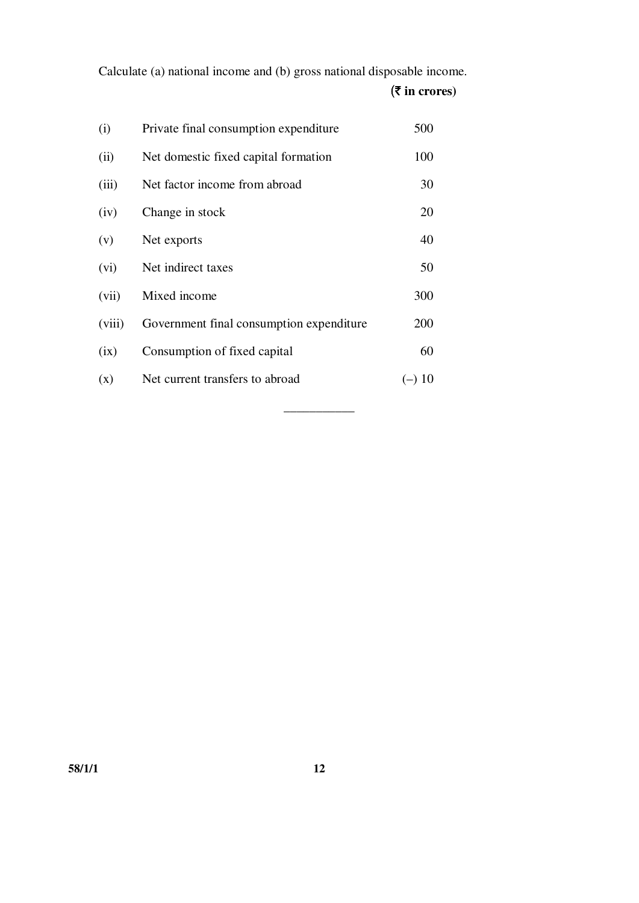Calculate (a) national income and (b) gross national disposable income.

**(₹ in crores)**

| | | |
|---|---|---|
| (i) | Private final consumption expenditure | 500 |
| (ii) | Net domestic fixed capital formation | 100 |
| (iii) | Net factor income from abroad | 30 |
| (iv) | Change in stock | 20 |
| (v) | Net exports | 40 |
| (vi) | Net indirect taxes | 50 |
| (vii) | Mixed income | 300 |
| (viii) | Government final consumption expenditure | 200 |
| (ix) | Consumption of fixed capital | 60 |
| (x) | Net current transfers to abroad | (–) 10 |